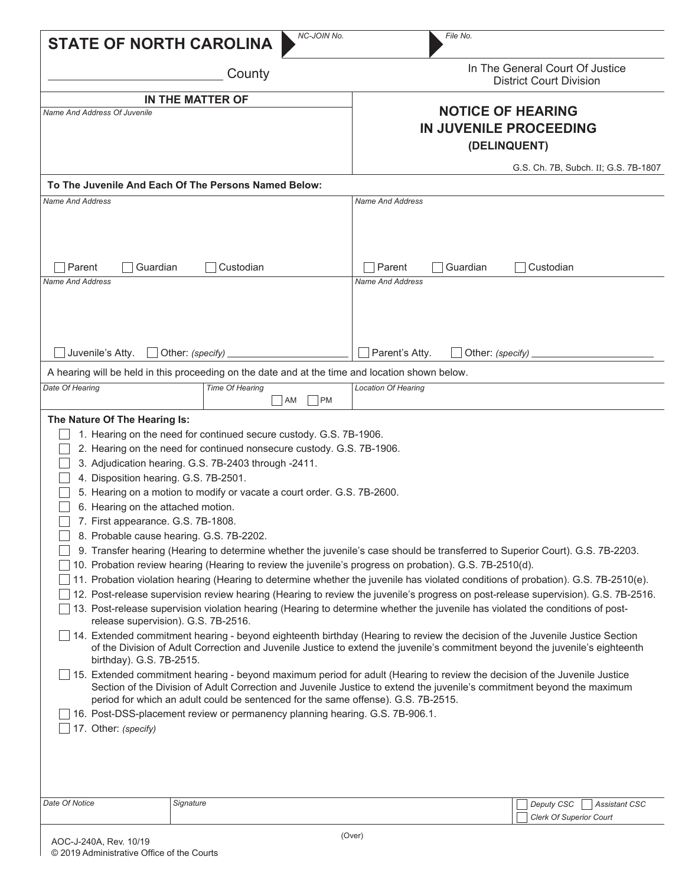**STATE OF NORTH CAROLINA**

NC-JOIN No.

File No.

_________________________ County

In The General Court Of Justice
District Court Division

**IN THE MATTER OF**

*Name And Address Of Juvenile*

# NOTICE OF HEARING IN JUVENILE PROCEEDING
## (DELINQUENT)

G.S. Ch. 7B, Subch. II; G.S. 7B-1807

**To The Juvenile And Each Of The Persons Named Below:**

| *Name And Address* | *Name And Address* |
|---|---|
| ☐ Parent ☐ Guardian ☐ Custodian | ☐ Parent ☐ Guardian ☐ Custodian |
| *Name And Address* | *Name And Address* |
| ☐ Juvenile's Atty. ☐ Other: *(specify)* ______________ | ☐ Parent's Atty. ☐ Other: *(specify)* ______________ |

A hearing will be held in this proceeding on the date and at the time and location shown below.

| *Date Of Hearing* | *Time Of Hearing* ☐ AM ☐ PM | *Location Of Hearing* |
|---|---|---|
| | | |

**The Nature Of The Hearing Is:**

- ☐ 1. Hearing on the need for continued secure custody. G.S. 7B-1906.
- ☐ 2. Hearing on the need for continued nonsecure custody. G.S. 7B-1906.
- ☐ 3. Adjudication hearing. G.S. 7B-2403 through -2411.
- ☐ 4. Disposition hearing. G.S. 7B-2501.
- ☐ 5. Hearing on a motion to modify or vacate a court order. G.S. 7B-2600.
- ☐ 6. Hearing on the attached motion.
- ☐ 7. First appearance. G.S. 7B-1808.
- ☐ 8. Probable cause hearing. G.S. 7B-2202.
- ☐ 9. Transfer hearing (Hearing to determine whether the juvenile's case should be transferred to Superior Court). G.S. 7B-2203.
- ☐ 10. Probation review hearing (Hearing to review the juvenile's progress on probation). G.S. 7B-2510(d).
- ☐ 11. Probation violation hearing (Hearing to determine whether the juvenile has violated conditions of probation). G.S. 7B-2510(e).
- ☐ 12. Post-release supervision review hearing (Hearing to review the juvenile's progress on post-release supervision). G.S. 7B-2516.
- ☐ 13. Post-release supervision violation hearing (Hearing to determine whether the juvenile has violated the conditions of post-release supervision). G.S. 7B-2516.
- ☐ 14. Extended commitment hearing - beyond eighteenth birthday (Hearing to review the decision of the Juvenile Justice Section of the Division of Adult Correction and Juvenile Justice to extend the juvenile's commitment beyond the juvenile's eighteenth birthday). G.S. 7B-2515.
- ☐ 15. Extended commitment hearing - beyond maximum period for adult (Hearing to review the decision of the Juvenile Justice Section of the Division of Adult Correction and Juvenile Justice to extend the juvenile's commitment beyond the maximum period for which an adult could be sentenced for the same offense). G.S. 7B-2515.
- ☐ 16. Post-DSS-placement review or permanency planning hearing. G.S. 7B-906.1.
- ☐ 17. Other: *(specify)*

| *Date Of Notice* | *Signature* | ☐ Deputy CSC ☐ Assistant CSC ☐ Clerk Of Superior Court |
|---|---|---|
| | | |

(Over)

AOC-J-240A, Rev. 10/19
© 2019 Administrative Office of the Courts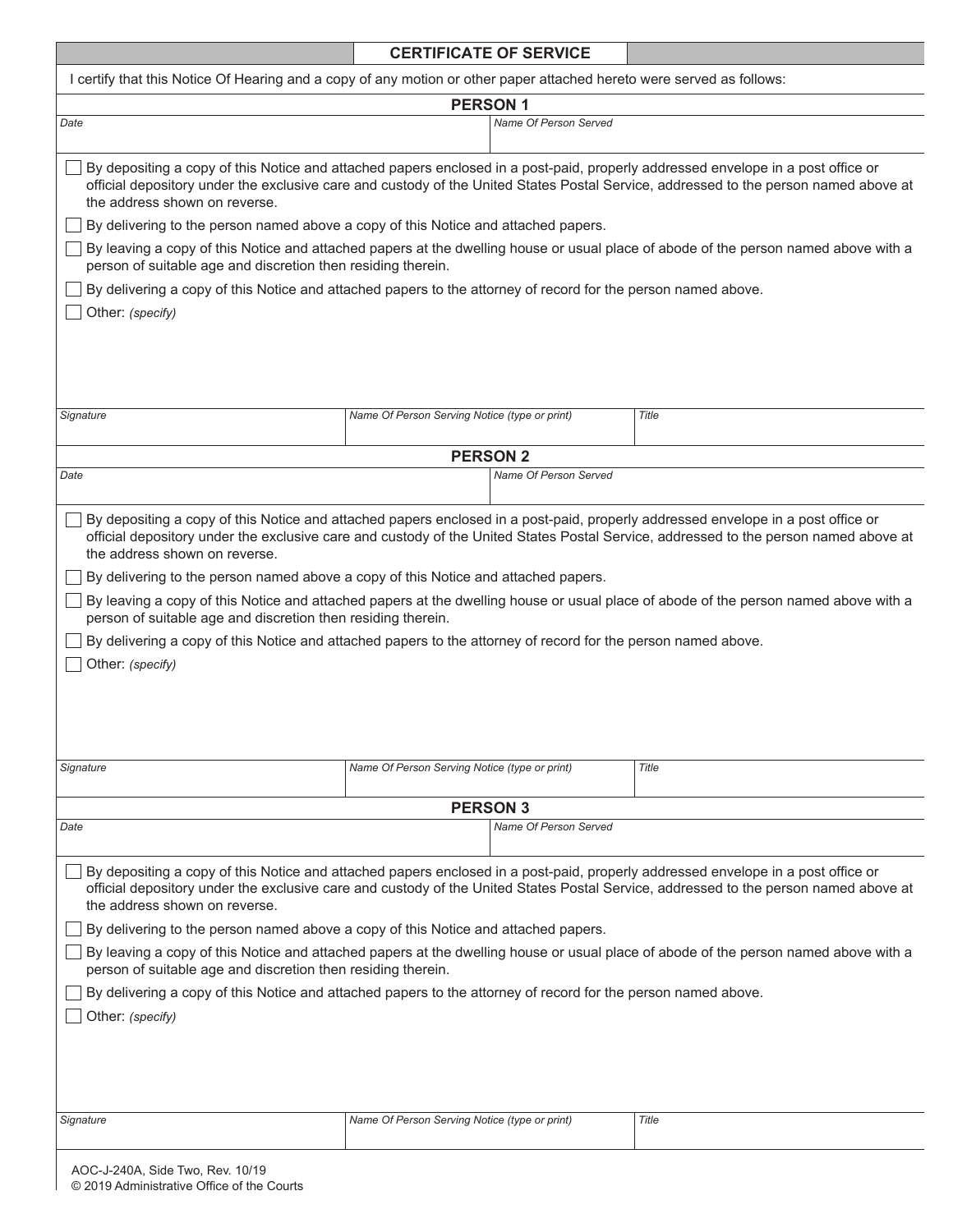## CERTIFICATE OF SERVICE

I certify that this Notice Of Hearing and a copy of any motion or other paper attached hereto were served as follows:

### PERSON 1

| Date | Name Of Person Served |
| --- | --- |
| | |

- ☐ By depositing a copy of this Notice and attached papers enclosed in a post-paid, properly addressed envelope in a post office or official depository under the exclusive care and custody of the United States Postal Service, addressed to the person named above at the address shown on reverse.
- ☐ By delivering to the person named above a copy of this Notice and attached papers.
- ☐ By leaving a copy of this Notice and attached papers at the dwelling house or usual place of abode of the person named above with a person of suitable age and discretion then residing therein.
- ☐ By delivering a copy of this Notice and attached papers to the attorney of record for the person named above.
- ☐ Other: *(specify)*

| Signature | Name Of Person Serving Notice (type or print) | Title |
| --- | --- | --- |
| | | |

### PERSON 2

| Date | Name Of Person Served |
| --- | --- |
| | |

- ☐ By depositing a copy of this Notice and attached papers enclosed in a post-paid, properly addressed envelope in a post office or official depository under the exclusive care and custody of the United States Postal Service, addressed to the person named above at the address shown on reverse.
- ☐ By delivering to the person named above a copy of this Notice and attached papers.
- ☐ By leaving a copy of this Notice and attached papers at the dwelling house or usual place of abode of the person named above with a person of suitable age and discretion then residing therein.
- ☐ By delivering a copy of this Notice and attached papers to the attorney of record for the person named above.
- ☐ Other: *(specify)*

| Signature | Name Of Person Serving Notice (type or print) | Title |
| --- | --- | --- |
| | | |

### PERSON 3

| Date | Name Of Person Served |
| --- | --- |
| | |

- ☐ By depositing a copy of this Notice and attached papers enclosed in a post-paid, properly addressed envelope in a post office or official depository under the exclusive care and custody of the United States Postal Service, addressed to the person named above at the address shown on reverse.
- ☐ By delivering to the person named above a copy of this Notice and attached papers.
- ☐ By leaving a copy of this Notice and attached papers at the dwelling house or usual place of abode of the person named above with a person of suitable age and discretion then residing therein.
- ☐ By delivering a copy of this Notice and attached papers to the attorney of record for the person named above.
- ☐ Other: *(specify)*

| Signature | Name Of Person Serving Notice (type or print) | Title |
| --- | --- | --- |
| | | |

AOC-J-240A, Side Two, Rev. 10/19
© 2019 Administrative Office of the Courts